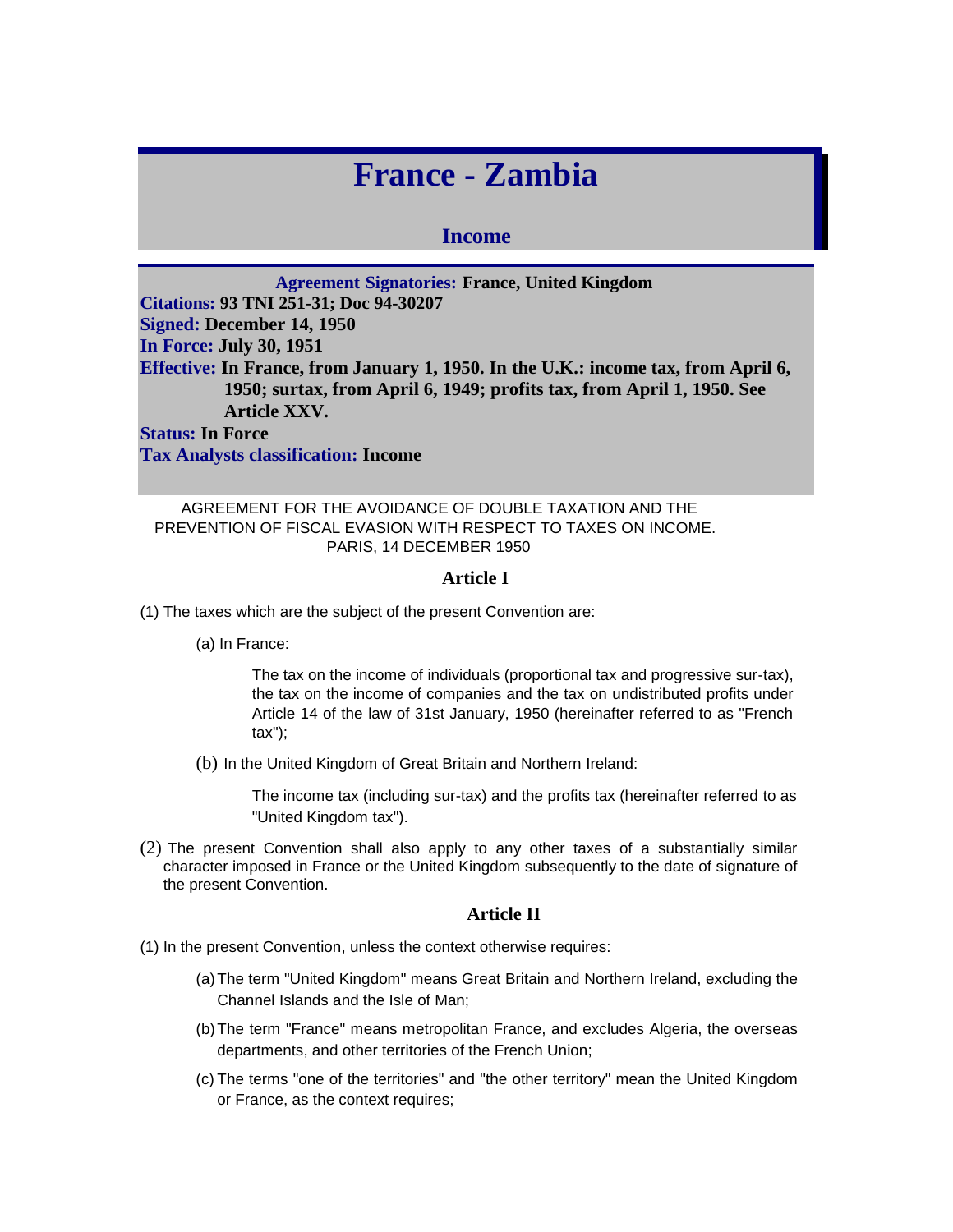# France - Zambia

## Income

**Agreement Signatories:** France, United Kingdom
**Citations:** 93 TNI 251-31; Doc 94-30207
**Signed:** December 14, 1950
**In Force:** July 30, 1951
**Effective:** In France, from January 1, 1950. In the U.K.: income tax, from April 6, 1950; surtax, from April 6, 1949; profits tax, from April 1, 1950. See Article XXV.
**Status:** In Force
**Tax Analysts classification:** Income

AGREEMENT FOR THE AVOIDANCE OF DOUBLE TAXATION AND THE PREVENTION OF FISCAL EVASION WITH RESPECT TO TAXES ON INCOME.
PARIS, 14 DECEMBER 1950

### Article I

(1) The taxes which are the subject of the present Convention are:

(a) In France:

The tax on the income of individuals (proportional tax and progressive sur-tax), the tax on the income of companies and the tax on undistributed profits under Article 14 of the law of 31st January, 1950 (hereinafter referred to as "French tax");

(b) In the United Kingdom of Great Britain and Northern Ireland:

The income tax (including sur-tax) and the profits tax (hereinafter referred to as "United Kingdom tax").

(2) The present Convention shall also apply to any other taxes of a substantially similar character imposed in France or the United Kingdom subsequently to the date of signature of the present Convention.

### Article II

(1) In the present Convention, unless the context otherwise requires:

(a) The term "United Kingdom" means Great Britain and Northern Ireland, excluding the Channel Islands and the Isle of Man;

(b) The term "France" means metropolitan France, and excludes Algeria, the overseas departments, and other territories of the French Union;

(c) The terms "one of the territories" and "the other territory" mean the United Kingdom or France, as the context requires;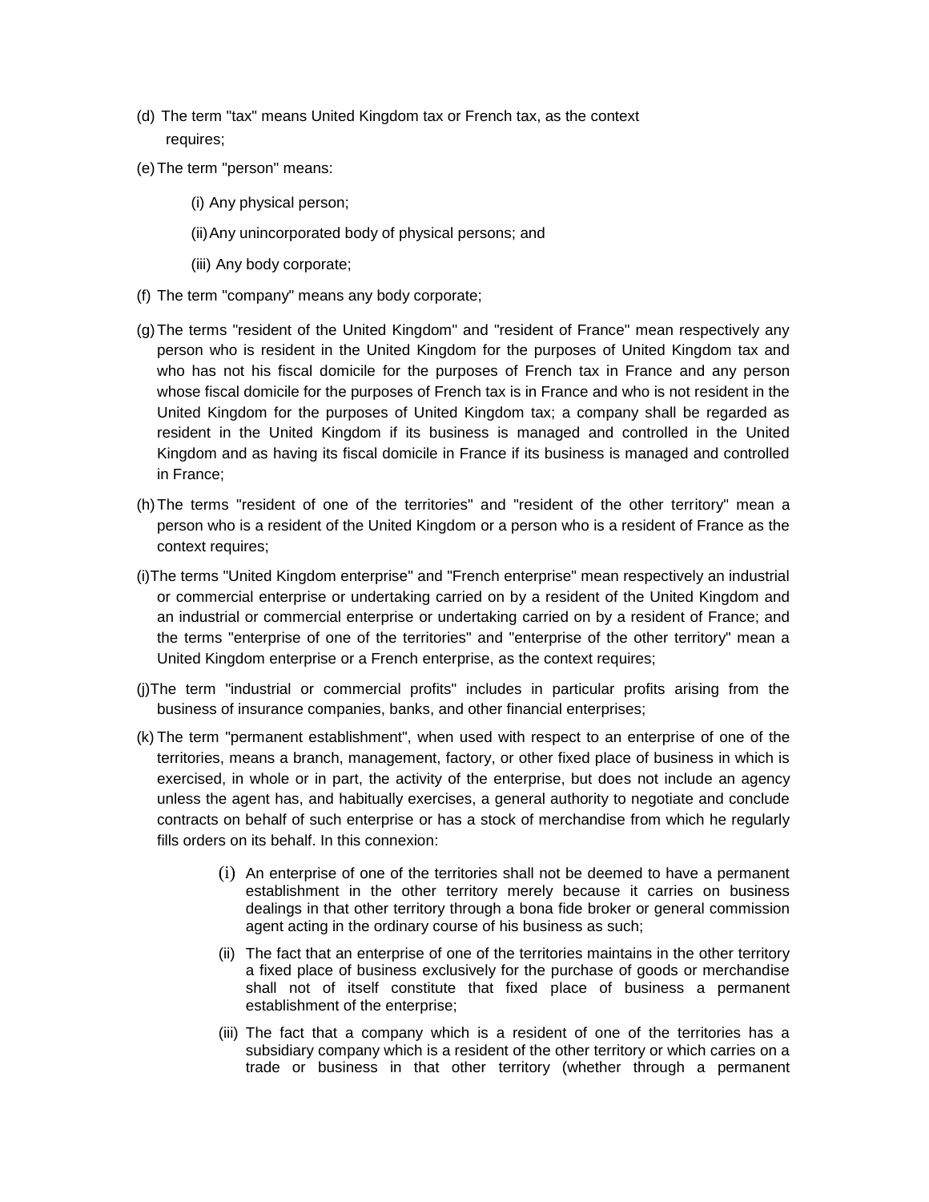(d) The term "tax" means United Kingdom tax or French tax, as the context requires;

(e) The term "person" means:

(i) Any physical person;

(ii) Any unincorporated body of physical persons; and

(iii) Any body corporate;

(f) The term "company" means any body corporate;

(g) The terms "resident of the United Kingdom" and "resident of France" mean respectively any person who is resident in the United Kingdom for the purposes of United Kingdom tax and who has not his fiscal domicile for the purposes of French tax in France and any person whose fiscal domicile for the purposes of French tax is in France and who is not resident in the United Kingdom for the purposes of United Kingdom tax; a company shall be regarded as resident in the United Kingdom if its business is managed and controlled in the United Kingdom and as having its fiscal domicile in France if its business is managed and controlled in France;

(h) The terms "resident of one of the territories" and "resident of the other territory" mean a person who is a resident of the United Kingdom or a person who is a resident of France as the context requires;

(i) The terms "United Kingdom enterprise" and "French enterprise" mean respectively an industrial or commercial enterprise or undertaking carried on by a resident of the United Kingdom and an industrial or commercial enterprise or undertaking carried on by a resident of France; and the terms "enterprise of one of the territories" and "enterprise of the other territory" mean a United Kingdom enterprise or a French enterprise, as the context requires;

(j) The term "industrial or commercial profits" includes in particular profits arising from the business of insurance companies, banks, and other financial enterprises;

(k) The term "permanent establishment", when used with respect to an enterprise of one of the territories, means a branch, management, factory, or other fixed place of business in which is exercised, in whole or in part, the activity of the enterprise, but does not include an agency unless the agent has, and habitually exercises, a general authority to negotiate and conclude contracts on behalf of such enterprise or has a stock of merchandise from which he regularly fills orders on its behalf. In this connexion:

(i) An enterprise of one of the territories shall not be deemed to have a permanent establishment in the other territory merely because it carries on business dealings in that other territory through a bona fide broker or general commission agent acting in the ordinary course of his business as such;

(ii) The fact that an enterprise of one of the territories maintains in the other territory a fixed place of business exclusively for the purchase of goods or merchandise shall not of itself constitute that fixed place of business a permanent establishment of the enterprise;

(iii) The fact that a company which is a resident of one of the territories has a subsidiary company which is a resident of the other territory or which carries on a trade or business in that other territory (whether through a permanent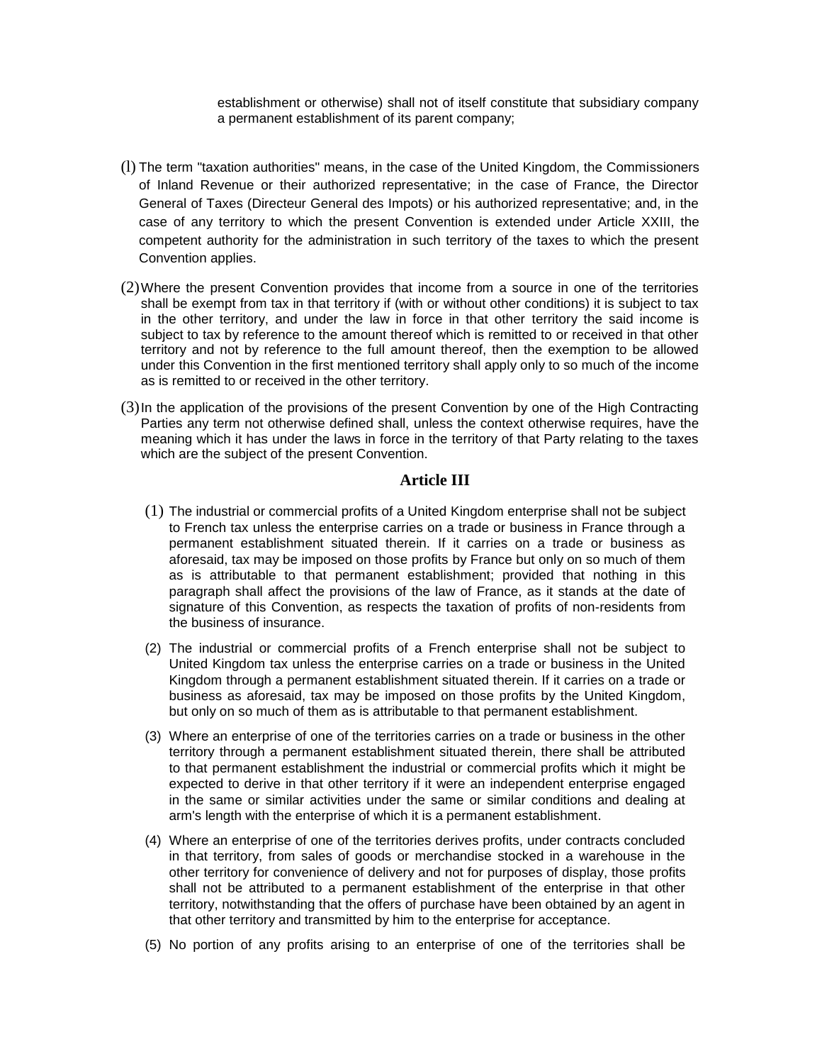establishment or otherwise) shall not of itself constitute that subsidiary company a permanent establishment of its parent company;

(l) The term "taxation authorities" means, in the case of the United Kingdom, the Commissioners of Inland Revenue or their authorized representative; in the case of France, the Director General of Taxes (Directeur General des Impots) or his authorized representative; and, in the case of any territory to which the present Convention is extended under Article XXIII, the competent authority for the administration in such territory of the taxes to which the present Convention applies.

(2) Where the present Convention provides that income from a source in one of the territories shall be exempt from tax in that territory if (with or without other conditions) it is subject to tax in the other territory, and under the law in force in that other territory the said income is subject to tax by reference to the amount thereof which is remitted to or received in that other territory and not by reference to the full amount thereof, then the exemption to be allowed under this Convention in the first mentioned territory shall apply only to so much of the income as is remitted to or received in the other territory.

(3) In the application of the provisions of the present Convention by one of the High Contracting Parties any term not otherwise defined shall, unless the context otherwise requires, have the meaning which it has under the laws in force in the territory of that Party relating to the taxes which are the subject of the present Convention.

## Article III

(1) The industrial or commercial profits of a United Kingdom enterprise shall not be subject to French tax unless the enterprise carries on a trade or business in France through a permanent establishment situated therein. If it carries on a trade or business as aforesaid, tax may be imposed on those profits by France but only on so much of them as is attributable to that permanent establishment; provided that nothing in this paragraph shall affect the provisions of the law of France, as it stands at the date of signature of this Convention, as respects the taxation of profits of non-residents from the business of insurance.

(2) The industrial or commercial profits of a French enterprise shall not be subject to United Kingdom tax unless the enterprise carries on a trade or business in the United Kingdom through a permanent establishment situated therein. If it carries on a trade or business as aforesaid, tax may be imposed on those profits by the United Kingdom, but only on so much of them as is attributable to that permanent establishment.

(3) Where an enterprise of one of the territories carries on a trade or business in the other territory through a permanent establishment situated therein, there shall be attributed to that permanent establishment the industrial or commercial profits which it might be expected to derive in that other territory if it were an independent enterprise engaged in the same or similar activities under the same or similar conditions and dealing at arm's length with the enterprise of which it is a permanent establishment.

(4) Where an enterprise of one of the territories derives profits, under contracts concluded in that territory, from sales of goods or merchandise stocked in a warehouse in the other territory for convenience of delivery and not for purposes of display, those profits shall not be attributed to a permanent establishment of the enterprise in that other territory, notwithstanding that the offers of purchase have been obtained by an agent in that other territory and transmitted by him to the enterprise for acceptance.

(5) No portion of any profits arising to an enterprise of one of the territories shall be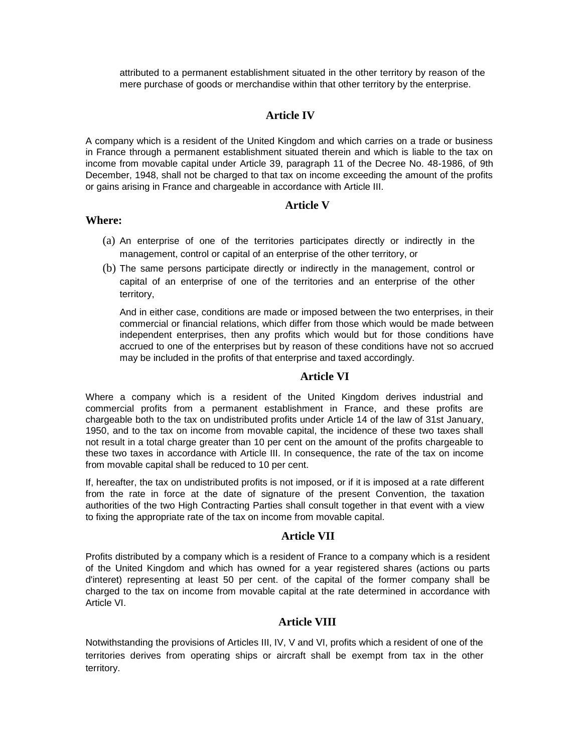attributed to a permanent establishment situated in the other territory by reason of the mere purchase of goods or merchandise within that other territory by the enterprise.

### Article IV

A company which is a resident of the United Kingdom and which carries on a trade or business in France through a permanent establishment situated therein and which is liable to the tax on income from movable capital under Article 39, paragraph 11 of the Decree No. 48-1986, of 9th December, 1948, shall not be charged to that tax on income exceeding the amount of the profits or gains arising in France and chargeable in accordance with Article III.

### Article V

**Where:**

(a) An enterprise of one of the territories participates directly or indirectly in the management, control or capital of an enterprise of the other territory, or

(b) The same persons participate directly or indirectly in the management, control or capital of an enterprise of one of the territories and an enterprise of the other territory,

And in either case, conditions are made or imposed between the two enterprises, in their commercial or financial relations, which differ from those which would be made between independent enterprises, then any profits which would but for those conditions have accrued to one of the enterprises but by reason of these conditions have not so accrued may be included in the profits of that enterprise and taxed accordingly.

### Article VI

Where a company which is a resident of the United Kingdom derives industrial and commercial profits from a permanent establishment in France, and these profits are chargeable both to the tax on undistributed profits under Article 14 of the law of 31st January, 1950, and to the tax on income from movable capital, the incidence of these two taxes shall not result in a total charge greater than 10 per cent on the amount of the profits chargeable to these two taxes in accordance with Article III. In consequence, the rate of the tax on income from movable capital shall be reduced to 10 per cent.

If, hereafter, the tax on undistributed profits is not imposed, or if it is imposed at a rate different from the rate in force at the date of signature of the present Convention, the taxation authorities of the two High Contracting Parties shall consult together in that event with a view to fixing the appropriate rate of the tax on income from movable capital.

### Article VII

Profits distributed by a company which is a resident of France to a company which is a resident of the United Kingdom and which has owned for a year registered shares (actions ou parts d'interet) representing at least 50 per cent. of the capital of the former company shall be charged to the tax on income from movable capital at the rate determined in accordance with Article VI.

### Article VIII

Notwithstanding the provisions of Articles III, IV, V and VI, profits which a resident of one of the territories derives from operating ships or aircraft shall be exempt from tax in the other territory.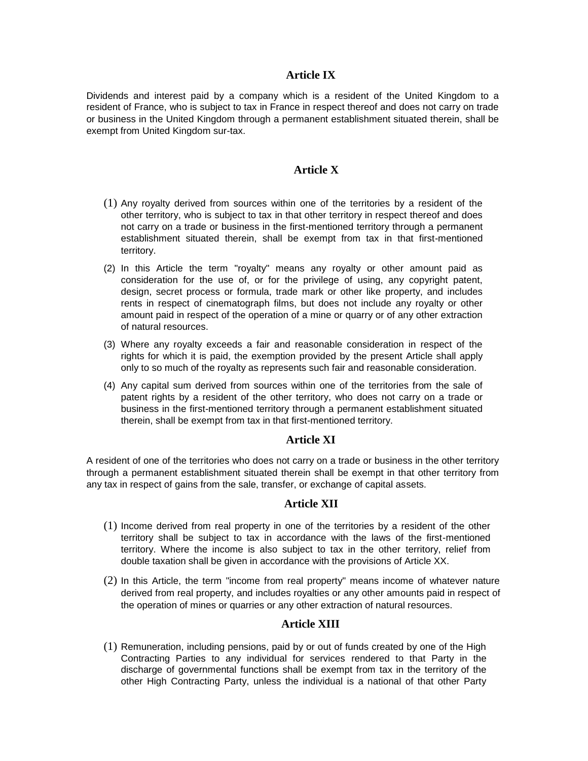## Article IX

Dividends and interest paid by a company which is a resident of the United Kingdom to a resident of France, who is subject to tax in France in respect thereof and does not carry on trade or business in the United Kingdom through a permanent establishment situated therein, shall be exempt from United Kingdom sur-tax.

## Article X

(1) Any royalty derived from sources within one of the territories by a resident of the other territory, who is subject to tax in that other territory in respect thereof and does not carry on a trade or business in the first-mentioned territory through a permanent establishment situated therein, shall be exempt from tax in that first-mentioned territory.

(2) In this Article the term "royalty" means any royalty or other amount paid as consideration for the use of, or for the privilege of using, any copyright patent, design, secret process or formula, trade mark or other like property, and includes rents in respect of cinematograph films, but does not include any royalty or other amount paid in respect of the operation of a mine or quarry or of any other extraction of natural resources.

(3) Where any royalty exceeds a fair and reasonable consideration in respect of the rights for which it is paid, the exemption provided by the present Article shall apply only to so much of the royalty as represents such fair and reasonable consideration.

(4) Any capital sum derived from sources within one of the territories from the sale of patent rights by a resident of the other territory, who does not carry on a trade or business in the first-mentioned territory through a permanent establishment situated therein, shall be exempt from tax in that first-mentioned territory.

## Article XI

A resident of one of the territories who does not carry on a trade or business in the other territory through a permanent establishment situated therein shall be exempt in that other territory from any tax in respect of gains from the sale, transfer, or exchange of capital assets.

## Article XII

(1) Income derived from real property in one of the territories by a resident of the other territory shall be subject to tax in accordance with the laws of the first-mentioned territory. Where the income is also subject to tax in the other territory, relief from double taxation shall be given in accordance with the provisions of Article XX.

(2) In this Article, the term "income from real property" means income of whatever nature derived from real property, and includes royalties or any other amounts paid in respect of the operation of mines or quarries or any other extraction of natural resources.

## Article XIII

(1) Remuneration, including pensions, paid by or out of funds created by one of the High Contracting Parties to any individual for services rendered to that Party in the discharge of governmental functions shall be exempt from tax in the territory of the other High Contracting Party, unless the individual is a national of that other Party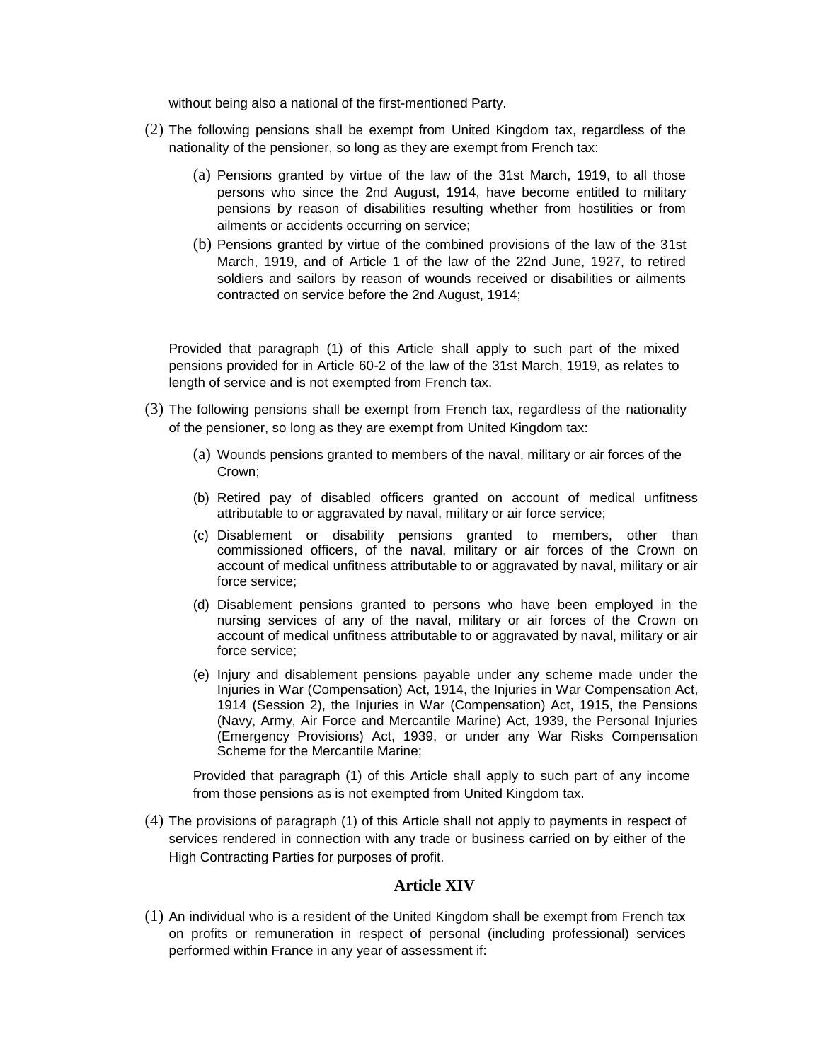without being also a national of the first-mentioned Party.

(2) The following pensions shall be exempt from United Kingdom tax, regardless of the nationality of the pensioner, so long as they are exempt from French tax:

(a) Pensions granted by virtue of the law of the 31st March, 1919, to all those persons who since the 2nd August, 1914, have become entitled to military pensions by reason of disabilities resulting whether from hostilities or from ailments or accidents occurring on service;

(b) Pensions granted by virtue of the combined provisions of the law of the 31st March, 1919, and of Article 1 of the law of the 22nd June, 1927, to retired soldiers and sailors by reason of wounds received or disabilities or ailments contracted on service before the 2nd August, 1914;

Provided that paragraph (1) of this Article shall apply to such part of the mixed pensions provided for in Article 60-2 of the law of the 31st March, 1919, as relates to length of service and is not exempted from French tax.

(3) The following pensions shall be exempt from French tax, regardless of the nationality of the pensioner, so long as they are exempt from United Kingdom tax:

(a) Wounds pensions granted to members of the naval, military or air forces of the Crown;

(b) Retired pay of disabled officers granted on account of medical unfitness attributable to or aggravated by naval, military or air force service;

(c) Disablement or disability pensions granted to members, other than commissioned officers, of the naval, military or air forces of the Crown on account of medical unfitness attributable to or aggravated by naval, military or air force service;

(d) Disablement pensions granted to persons who have been employed in the nursing services of any of the naval, military or air forces of the Crown on account of medical unfitness attributable to or aggravated by naval, military or air force service;

(e) Injury and disablement pensions payable under any scheme made under the Injuries in War (Compensation) Act, 1914, the Injuries in War Compensation Act, 1914 (Session 2), the Injuries in War (Compensation) Act, 1915, the Pensions (Navy, Army, Air Force and Mercantile Marine) Act, 1939, the Personal Injuries (Emergency Provisions) Act, 1939, or under any War Risks Compensation Scheme for the Mercantile Marine;

Provided that paragraph (1) of this Article shall apply to such part of any income from those pensions as is not exempted from United Kingdom tax.

(4) The provisions of paragraph (1) of this Article shall not apply to payments in respect of services rendered in connection with any trade or business carried on by either of the High Contracting Parties for purposes of profit.

## Article XIV

(1) An individual who is a resident of the United Kingdom shall be exempt from French tax on profits or remuneration in respect of personal (including professional) services performed within France in any year of assessment if: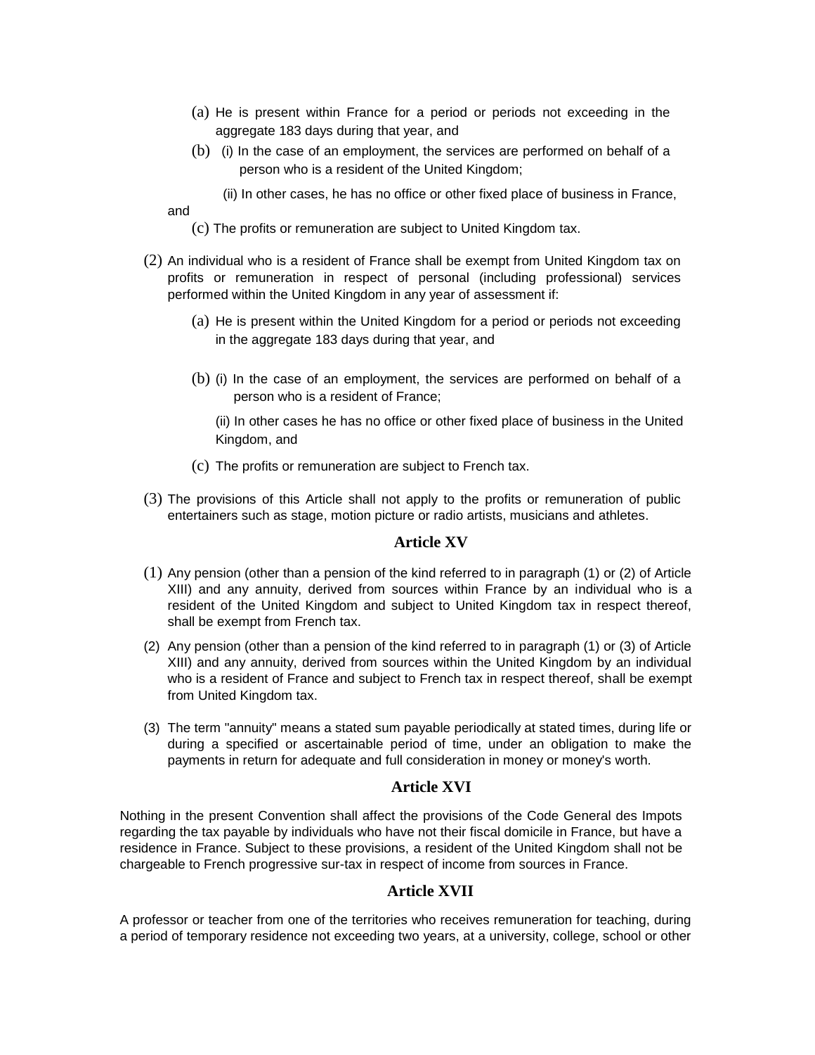(a) He is present within France for a period or periods not exceeding in the aggregate 183 days during that year, and

(b) (i) In the case of an employment, the services are performed on behalf of a person who is a resident of the United Kingdom;

(ii) In other cases, he has no office or other fixed place of business in France, and

(c) The profits or remuneration are subject to United Kingdom tax.

(2) An individual who is a resident of France shall be exempt from United Kingdom tax on profits or remuneration in respect of personal (including professional) services performed within the United Kingdom in any year of assessment if:

(a) He is present within the United Kingdom for a period or periods not exceeding in the aggregate 183 days during that year, and

(b) (i) In the case of an employment, the services are performed on behalf of a person who is a resident of France;

(ii) In other cases he has no office or other fixed place of business in the United Kingdom, and

(c) The profits or remuneration are subject to French tax.

(3) The provisions of this Article shall not apply to the profits or remuneration of public entertainers such as stage, motion picture or radio artists, musicians and athletes.

## Article XV

(1) Any pension (other than a pension of the kind referred to in paragraph (1) or (2) of Article XIII) and any annuity, derived from sources within France by an individual who is a resident of the United Kingdom and subject to United Kingdom tax in respect thereof, shall be exempt from French tax.

(2) Any pension (other than a pension of the kind referred to in paragraph (1) or (3) of Article XIII) and any annuity, derived from sources within the United Kingdom by an individual who is a resident of France and subject to French tax in respect thereof, shall be exempt from United Kingdom tax.

(3) The term "annuity" means a stated sum payable periodically at stated times, during life or during a specified or ascertainable period of time, under an obligation to make the payments in return for adequate and full consideration in money or money's worth.

## Article XVI

Nothing in the present Convention shall affect the provisions of the Code General des Impots regarding the tax payable by individuals who have not their fiscal domicile in France, but have a residence in France. Subject to these provisions, a resident of the United Kingdom shall not be chargeable to French progressive sur-tax in respect of income from sources in France.

## Article XVII

A professor or teacher from one of the territories who receives remuneration for teaching, during a period of temporary residence not exceeding two years, at a university, college, school or other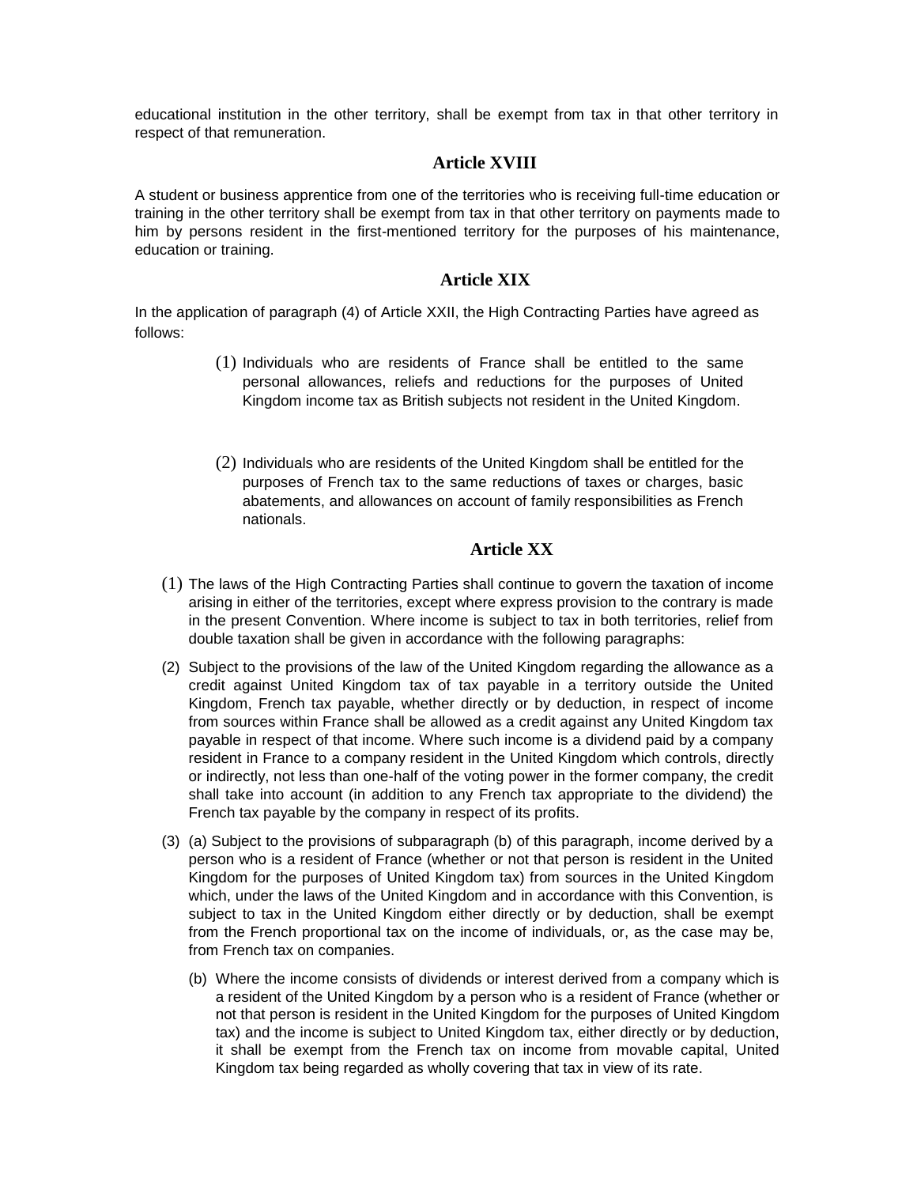educational institution in the other territory, shall be exempt from tax in that other territory in respect of that remuneration.

## Article XVIII

A student or business apprentice from one of the territories who is receiving full-time education or training in the other territory shall be exempt from tax in that other territory on payments made to him by persons resident in the first-mentioned territory for the purposes of his maintenance, education or training.

## Article XIX

In the application of paragraph (4) of Article XXII, the High Contracting Parties have agreed as follows:

(1) Individuals who are residents of France shall be entitled to the same personal allowances, reliefs and reductions for the purposes of United Kingdom income tax as British subjects not resident in the United Kingdom.

(2) Individuals who are residents of the United Kingdom shall be entitled for the purposes of French tax to the same reductions of taxes or charges, basic abatements, and allowances on account of family responsibilities as French nationals.

## Article XX

(1) The laws of the High Contracting Parties shall continue to govern the taxation of income arising in either of the territories, except where express provision to the contrary is made in the present Convention. Where income is subject to tax in both territories, relief from double taxation shall be given in accordance with the following paragraphs:

(2) Subject to the provisions of the law of the United Kingdom regarding the allowance as a credit against United Kingdom tax of tax payable in a territory outside the United Kingdom, French tax payable, whether directly or by deduction, in respect of income from sources within France shall be allowed as a credit against any United Kingdom tax payable in respect of that income. Where such income is a dividend paid by a company resident in France to a company resident in the United Kingdom which controls, directly or indirectly, not less than one-half of the voting power in the former company, the credit shall take into account (in addition to any French tax appropriate to the dividend) the French tax payable by the company in respect of its profits.

(3) (a) Subject to the provisions of subparagraph (b) of this paragraph, income derived by a person who is a resident of France (whether or not that person is resident in the United Kingdom for the purposes of United Kingdom tax) from sources in the United Kingdom which, under the laws of the United Kingdom and in accordance with this Convention, is subject to tax in the United Kingdom either directly or by deduction, shall be exempt from the French proportional tax on the income of individuals, or, as the case may be, from French tax on companies.

(b) Where the income consists of dividends or interest derived from a company which is a resident of the United Kingdom by a person who is a resident of France (whether or not that person is resident in the United Kingdom for the purposes of United Kingdom tax) and the income is subject to United Kingdom tax, either directly or by deduction, it shall be exempt from the French tax on income from movable capital, United Kingdom tax being regarded as wholly covering that tax in view of its rate.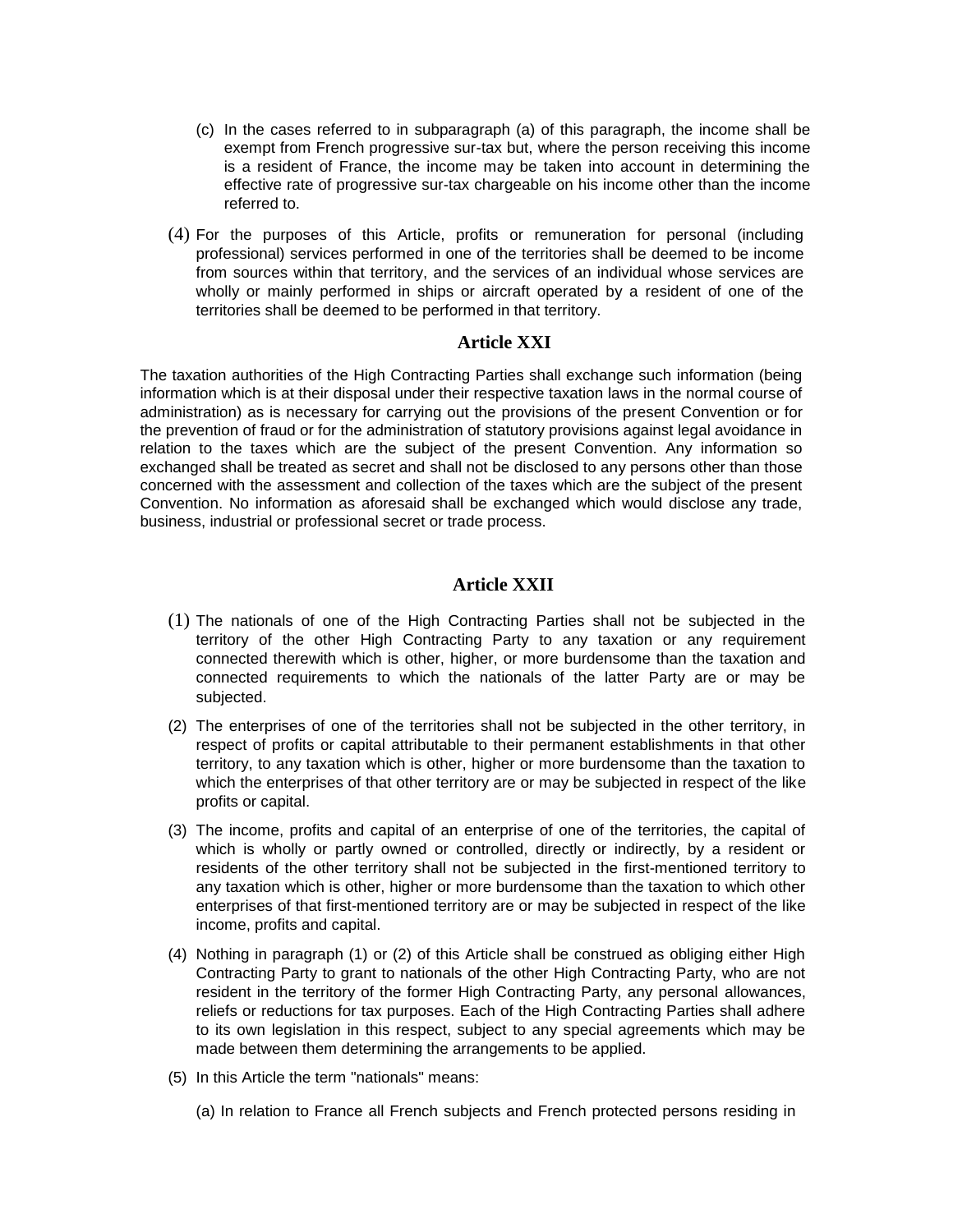(c) In the cases referred to in subparagraph (a) of this paragraph, the income shall be exempt from French progressive sur-tax but, where the person receiving this income is a resident of France, the income may be taken into account in determining the effective rate of progressive sur-tax chargeable on his income other than the income referred to.

(4) For the purposes of this Article, profits or remuneration for personal (including professional) services performed in one of the territories shall be deemed to be income from sources within that territory, and the services of an individual whose services are wholly or mainly performed in ships or aircraft operated by a resident of one of the territories shall be deemed to be performed in that territory.

## Article XXI

The taxation authorities of the High Contracting Parties shall exchange such information (being information which is at their disposal under their respective taxation laws in the normal course of administration) as is necessary for carrying out the provisions of the present Convention or for the prevention of fraud or for the administration of statutory provisions against legal avoidance in relation to the taxes which are the subject of the present Convention. Any information so exchanged shall be treated as secret and shall not be disclosed to any persons other than those concerned with the assessment and collection of the taxes which are the subject of the present Convention. No information as aforesaid shall be exchanged which would disclose any trade, business, industrial or professional secret or trade process.

## Article XXII

(1) The nationals of one of the High Contracting Parties shall not be subjected in the territory of the other High Contracting Party to any taxation or any requirement connected therewith which is other, higher, or more burdensome than the taxation and connected requirements to which the nationals of the latter Party are or may be subjected.

(2) The enterprises of one of the territories shall not be subjected in the other territory, in respect of profits or capital attributable to their permanent establishments in that other territory, to any taxation which is other, higher or more burdensome than the taxation to which the enterprises of that other territory are or may be subjected in respect of the like profits or capital.

(3) The income, profits and capital of an enterprise of one of the territories, the capital of which is wholly or partly owned or controlled, directly or indirectly, by a resident or residents of the other territory shall not be subjected in the first-mentioned territory to any taxation which is other, higher or more burdensome than the taxation to which other enterprises of that first-mentioned territory are or may be subjected in respect of the like income, profits and capital.

(4) Nothing in paragraph (1) or (2) of this Article shall be construed as obliging either High Contracting Party to grant to nationals of the other High Contracting Party, who are not resident in the territory of the former High Contracting Party, any personal allowances, reliefs or reductions for tax purposes. Each of the High Contracting Parties shall adhere to its own legislation in this respect, subject to any special agreements which may be made between them determining the arrangements to be applied.

(5) In this Article the term "nationals" means:

(a) In relation to France all French subjects and French protected persons residing in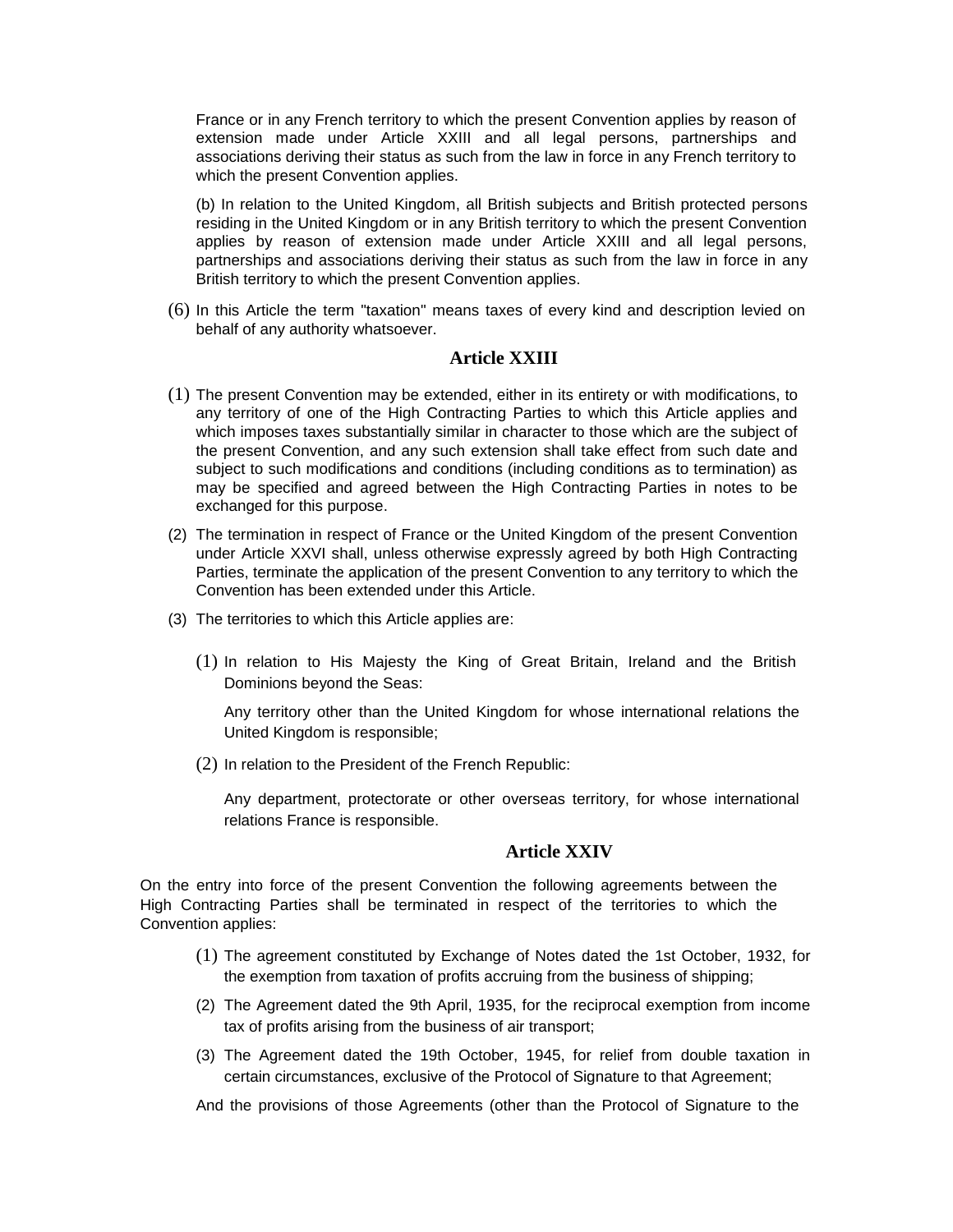France or in any French territory to which the present Convention applies by reason of extension made under Article XXIII and all legal persons, partnerships and associations deriving their status as such from the law in force in any French territory to which the present Convention applies.

(b) In relation to the United Kingdom, all British subjects and British protected persons residing in the United Kingdom or in any British territory to which the present Convention applies by reason of extension made under Article XXIII and all legal persons, partnerships and associations deriving their status as such from the law in force in any British territory to which the present Convention applies.

(6) In this Article the term "taxation" means taxes of every kind and description levied on behalf of any authority whatsoever.

## Article XXIII

(1) The present Convention may be extended, either in its entirety or with modifications, to any territory of one of the High Contracting Parties to which this Article applies and which imposes taxes substantially similar in character to those which are the subject of the present Convention, and any such extension shall take effect from such date and subject to such modifications and conditions (including conditions as to termination) as may be specified and agreed between the High Contracting Parties in notes to be exchanged for this purpose.

(2) The termination in respect of France or the United Kingdom of the present Convention under Article XXVI shall, unless otherwise expressly agreed by both High Contracting Parties, terminate the application of the present Convention to any territory to which the Convention has been extended under this Article.

(3) The territories to which this Article applies are:

(1) In relation to His Majesty the King of Great Britain, Ireland and the British Dominions beyond the Seas:

Any territory other than the United Kingdom for whose international relations the United Kingdom is responsible;

(2) In relation to the President of the French Republic:

Any department, protectorate or other overseas territory, for whose international relations France is responsible.

## Article XXIV

On the entry into force of the present Convention the following agreements between the High Contracting Parties shall be terminated in respect of the territories to which the Convention applies:

(1) The agreement constituted by Exchange of Notes dated the 1st October, 1932, for the exemption from taxation of profits accruing from the business of shipping;

(2) The Agreement dated the 9th April, 1935, for the reciprocal exemption from income tax of profits arising from the business of air transport;

(3) The Agreement dated the 19th October, 1945, for relief from double taxation in certain circumstances, exclusive of the Protocol of Signature to that Agreement;

And the provisions of those Agreements (other than the Protocol of Signature to the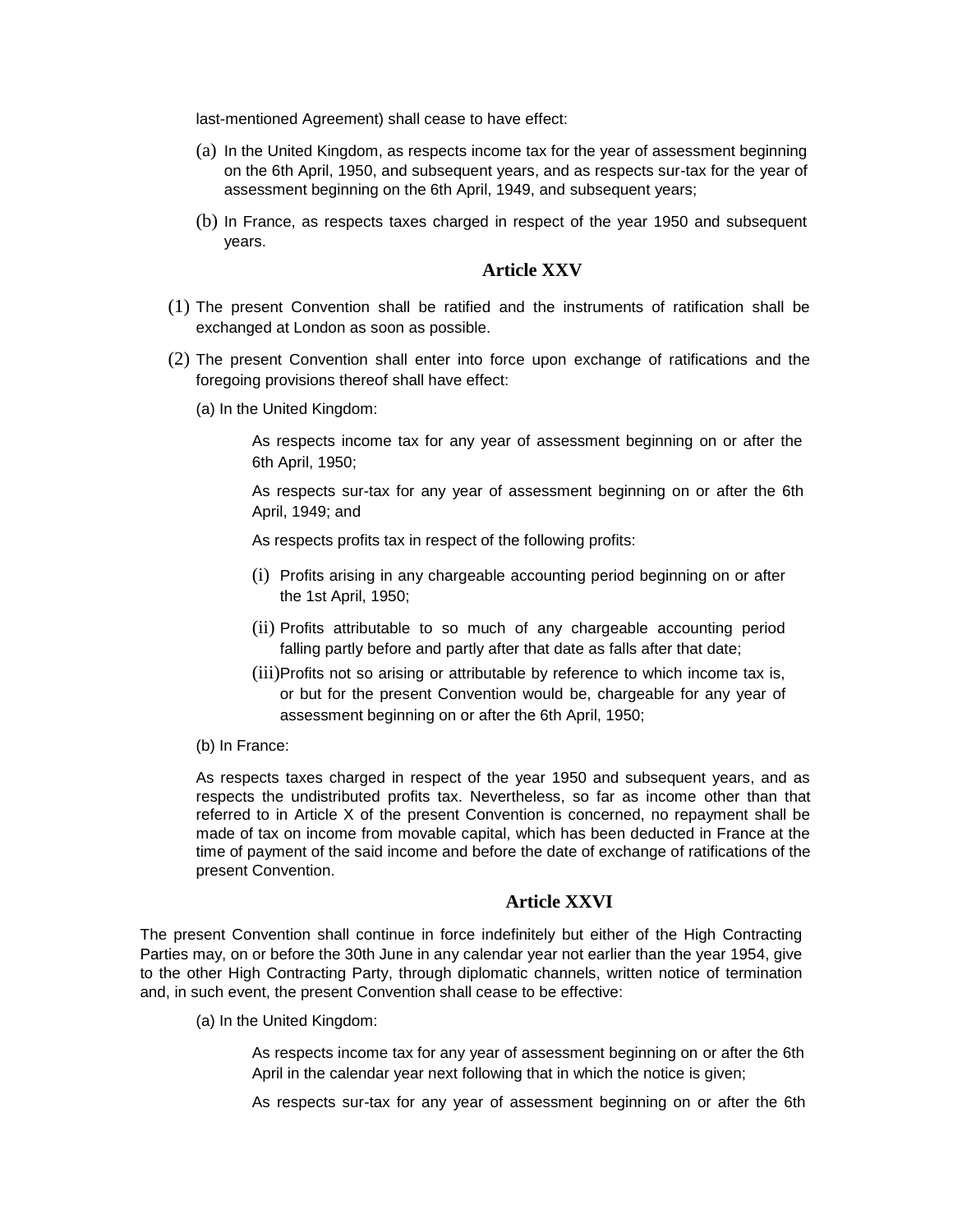last-mentioned Agreement) shall cease to have effect:

(a) In the United Kingdom, as respects income tax for the year of assessment beginning on the 6th April, 1950, and subsequent years, and as respects sur-tax for the year of assessment beginning on the 6th April, 1949, and subsequent years;

(b) In France, as respects taxes charged in respect of the year 1950 and subsequent years.

## Article XXV

(1) The present Convention shall be ratified and the instruments of ratification shall be exchanged at London as soon as possible.

(2) The present Convention shall enter into force upon exchange of ratifications and the foregoing provisions thereof shall have effect:

(a) In the United Kingdom:

As respects income tax for any year of assessment beginning on or after the 6th April, 1950;

As respects sur-tax for any year of assessment beginning on or after the 6th April, 1949; and

As respects profits tax in respect of the following profits:

(i) Profits arising in any chargeable accounting period beginning on or after the 1st April, 1950;

(ii) Profits attributable to so much of any chargeable accounting period falling partly before and partly after that date as falls after that date;

(iii) Profits not so arising or attributable by reference to which income tax is, or but for the present Convention would be, chargeable for any year of assessment beginning on or after the 6th April, 1950;

(b) In France:

As respects taxes charged in respect of the year 1950 and subsequent years, and as respects the undistributed profits tax. Nevertheless, so far as income other than that referred to in Article X of the present Convention is concerned, no repayment shall be made of tax on income from movable capital, which has been deducted in France at the time of payment of the said income and before the date of exchange of ratifications of the present Convention.

## Article XXVI

The present Convention shall continue in force indefinitely but either of the High Contracting Parties may, on or before the 30th June in any calendar year not earlier than the year 1954, give to the other High Contracting Party, through diplomatic channels, written notice of termination and, in such event, the present Convention shall cease to be effective:

(a) In the United Kingdom:

As respects income tax for any year of assessment beginning on or after the 6th April in the calendar year next following that in which the notice is given;

As respects sur-tax for any year of assessment beginning on or after the 6th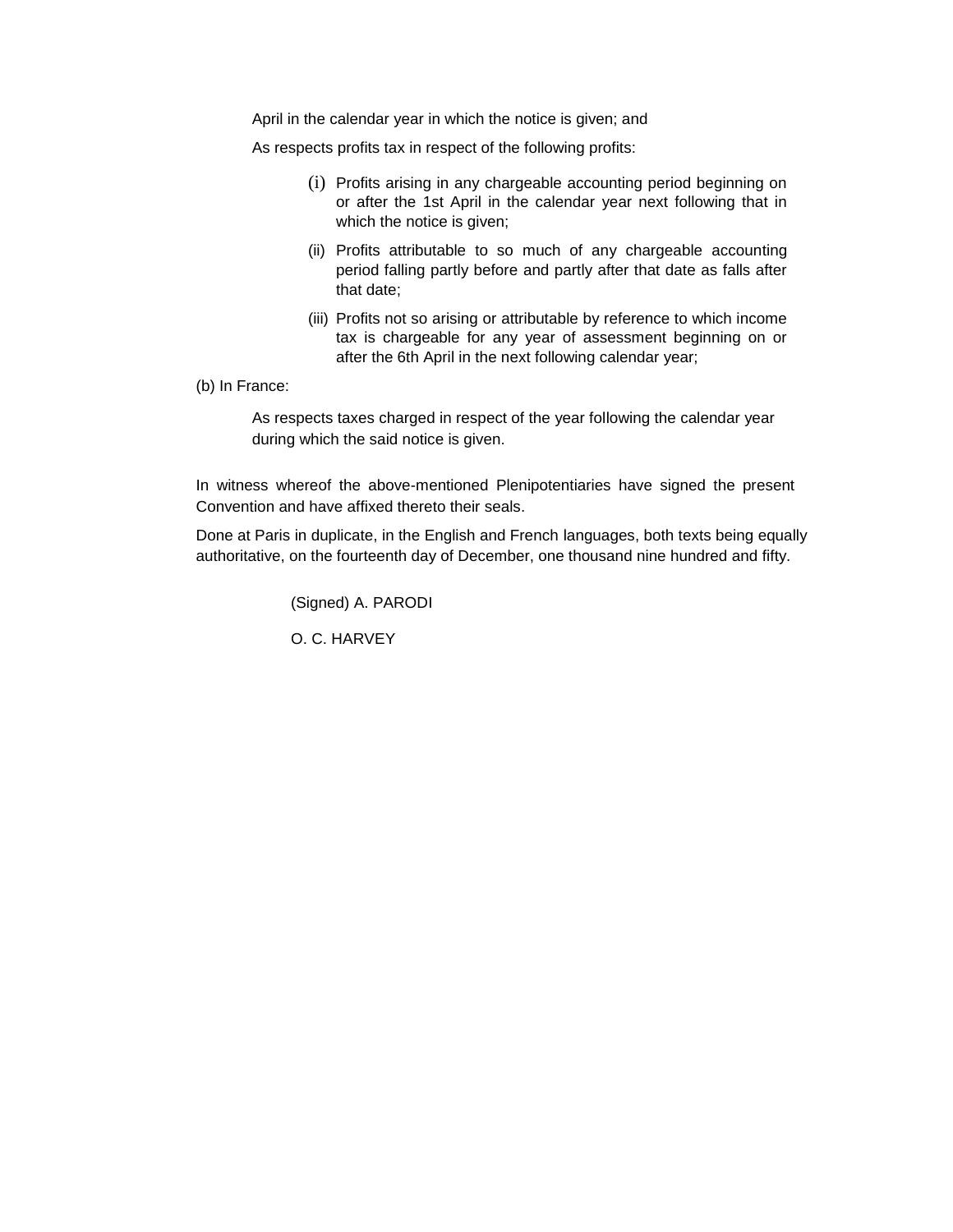April in the calendar year in which the notice is given; and

As respects profits tax in respect of the following profits:

(i) Profits arising in any chargeable accounting period beginning on or after the 1st April in the calendar year next following that in which the notice is given;

(ii) Profits attributable to so much of any chargeable accounting period falling partly before and partly after that date as falls after that date;

(iii) Profits not so arising or attributable by reference to which income tax is chargeable for any year of assessment beginning on or after the 6th April in the next following calendar year;

(b) In France:

As respects taxes charged in respect of the year following the calendar year during which the said notice is given.

In witness whereof the above-mentioned Plenipotentiaries have signed the present Convention and have affixed thereto their seals.

Done at Paris in duplicate, in the English and French languages, both texts being equally authoritative, on the fourteenth day of December, one thousand nine hundred and fifty.

(Signed) A. PARODI

O. C. HARVEY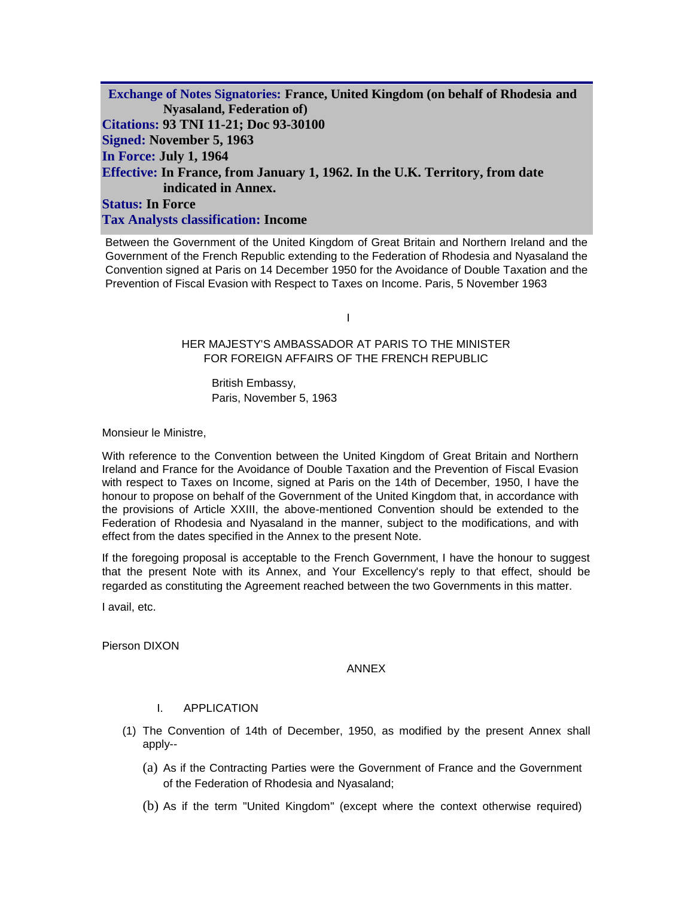**Exchange of Notes Signatories:** **France, United Kingdom (on behalf of Rhodesia and Nyasaland, Federation of)**
**Citations:** **93 TNI 11-21; Doc 93-30100**
**Signed:** **November 5, 1963**
**In Force:** **July 1, 1964**
**Effective:** **In France, from January 1, 1962. In the U.K. Territory, from date indicated in Annex.**
**Status:** **In Force**
**Tax Analysts classification:** **Income**

Between the Government of the United Kingdom of Great Britain and Northern Ireland and the Government of the French Republic extending to the Federation of Rhodesia and Nyasaland the Convention signed at Paris on 14 December 1950 for the Avoidance of Double Taxation and the Prevention of Fiscal Evasion with Respect to Taxes on Income. Paris, 5 November 1963

I

HER MAJESTY'S AMBASSADOR AT PARIS TO THE MINISTER FOR FOREIGN AFFAIRS OF THE FRENCH REPUBLIC

British Embassy,
Paris, November 5, 1963

Monsieur le Ministre,

With reference to the Convention between the United Kingdom of Great Britain and Northern Ireland and France for the Avoidance of Double Taxation and the Prevention of Fiscal Evasion with respect to Taxes on Income, signed at Paris on the 14th of December, 1950, I have the honour to propose on behalf of the Government of the United Kingdom that, in accordance with the provisions of Article XXIII, the above-mentioned Convention should be extended to the Federation of Rhodesia and Nyasaland in the manner, subject to the modifications, and with effect from the dates specified in the Annex to the present Note.

If the foregoing proposal is acceptable to the French Government, I have the honour to suggest that the present Note with its Annex, and Your Excellency's reply to that effect, should be regarded as constituting the Agreement reached between the two Governments in this matter.

I avail, etc.

Pierson DIXON

ANNEX

I. APPLICATION

(1) The Convention of 14th of December, 1950, as modified by the present Annex shall apply--

(a) As if the Contracting Parties were the Government of France and the Government of the Federation of Rhodesia and Nyasaland;

(b) As if the term "United Kingdom" (except where the context otherwise required)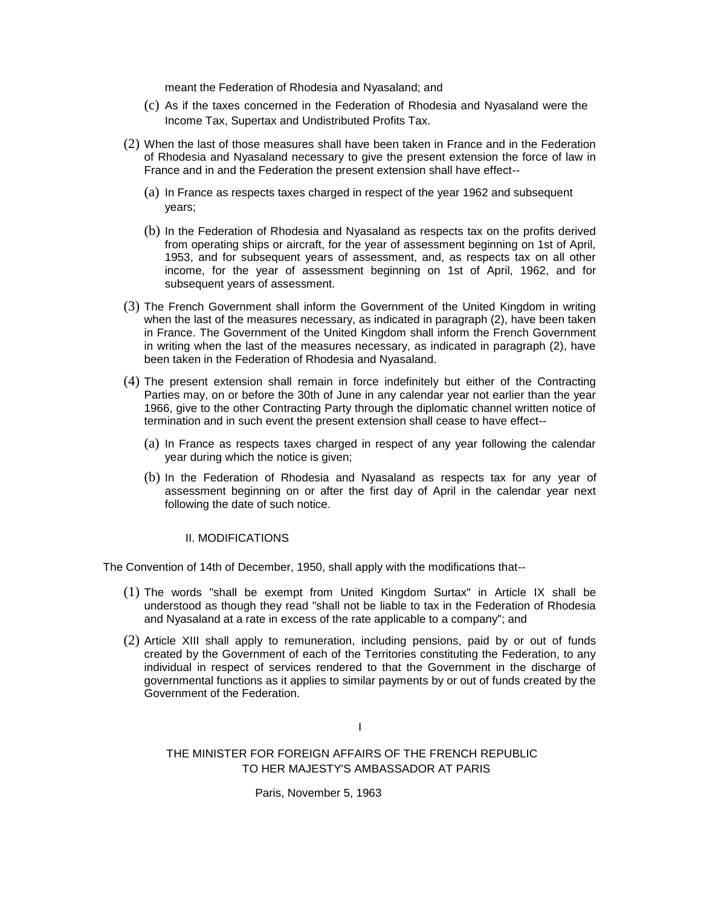meant the Federation of Rhodesia and Nyasaland; and

(c) As if the taxes concerned in the Federation of Rhodesia and Nyasaland were the Income Tax, Supertax and Undistributed Profits Tax.

(2) When the last of those measures shall have been taken in France and in the Federation of Rhodesia and Nyasaland necessary to give the present extension the force of law in France and in and the Federation the present extension shall have effect--

(a) In France as respects taxes charged in respect of the year 1962 and subsequent years;

(b) In the Federation of Rhodesia and Nyasaland as respects tax on the profits derived from operating ships or aircraft, for the year of assessment beginning on 1st of April, 1953, and for subsequent years of assessment, and, as respects tax on all other income, for the year of assessment beginning on 1st of April, 1962, and for subsequent years of assessment.

(3) The French Government shall inform the Government of the United Kingdom in writing when the last of the measures necessary, as indicated in paragraph (2), have been taken in France. The Government of the United Kingdom shall inform the French Government in writing when the last of the measures necessary, as indicated in paragraph (2), have been taken in the Federation of Rhodesia and Nyasaland.

(4) The present extension shall remain in force indefinitely but either of the Contracting Parties may, on or before the 30th of June in any calendar year not earlier than the year 1966, give to the other Contracting Party through the diplomatic channel written notice of termination and in such event the present extension shall cease to have effect--

(a) In France as respects taxes charged in respect of any year following the calendar year during which the notice is given;

(b) In the Federation of Rhodesia and Nyasaland as respects tax for any year of assessment beginning on or after the first day of April in the calendar year next following the date of such notice.

II. MODIFICATIONS

The Convention of 14th of December, 1950, shall apply with the modifications that--

(1) The words "shall be exempt from United Kingdom Surtax" in Article IX shall be understood as though they read "shall not be liable to tax in the Federation of Rhodesia and Nyasaland at a rate in excess of the rate applicable to a company"; and

(2) Article XIII shall apply to remuneration, including pensions, paid by or out of funds created by the Government of each of the Territories constituting the Federation, to any individual in respect of services rendered to that the Government in the discharge of governmental functions as it applies to similar payments by or out of funds created by the Government of the Federation.

I

THE MINISTER FOR FOREIGN AFFAIRS OF THE FRENCH REPUBLIC TO HER MAJESTY'S AMBASSADOR AT PARIS

Paris, November 5, 1963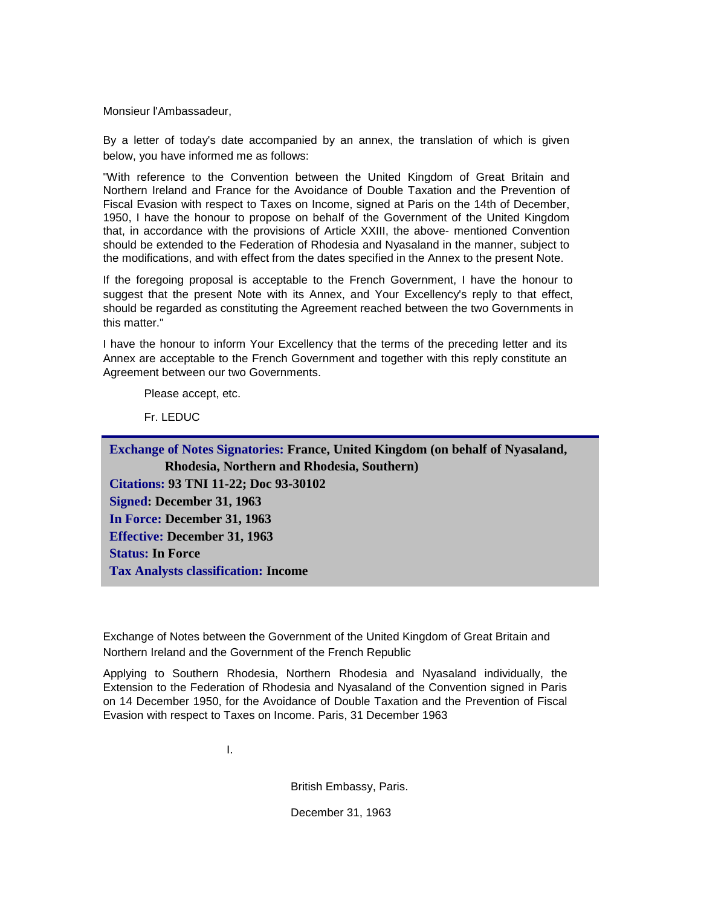Monsieur l'Ambassadeur,

By a letter of today's date accompanied by an annex, the translation of which is given below, you have informed me as follows:

"With reference to the Convention between the United Kingdom of Great Britain and Northern Ireland and France for the Avoidance of Double Taxation and the Prevention of Fiscal Evasion with respect to Taxes on Income, signed at Paris on the 14th of December, 1950, I have the honour to propose on behalf of the Government of the United Kingdom that, in accordance with the provisions of Article XXIII, the above- mentioned Convention should be extended to the Federation of Rhodesia and Nyasaland in the manner, subject to the modifications, and with effect from the dates specified in the Annex to the present Note.

If the foregoing proposal is acceptable to the French Government, I have the honour to suggest that the present Note with its Annex, and Your Excellency's reply to that effect, should be regarded as constituting the Agreement reached between the two Governments in this matter."

I have the honour to inform Your Excellency that the terms of the preceding letter and its Annex are acceptable to the French Government and together with this reply constitute an Agreement between our two Governments.

Please accept, etc.

Fr. LEDUC

---

**Exchange of Notes Signatories: France, United Kingdom (on behalf of Nyasaland, Rhodesia, Northern and Rhodesia, Southern)**
**Citations: 93 TNI 11-22; Doc 93-30102**
**Signed: December 31, 1963**
**In Force: December 31, 1963**
**Effective: December 31, 1963**
**Status: In Force**
**Tax Analysts classification: Income**

Exchange of Notes between the Government of the United Kingdom of Great Britain and Northern Ireland and the Government of the French Republic

Applying to Southern Rhodesia, Northern Rhodesia and Nyasaland individually, the Extension to the Federation of Rhodesia and Nyasaland of the Convention signed in Paris on 14 December 1950, for the Avoidance of Double Taxation and the Prevention of Fiscal Evasion with respect to Taxes on Income. Paris, 31 December 1963

I.

British Embassy, Paris.

December 31, 1963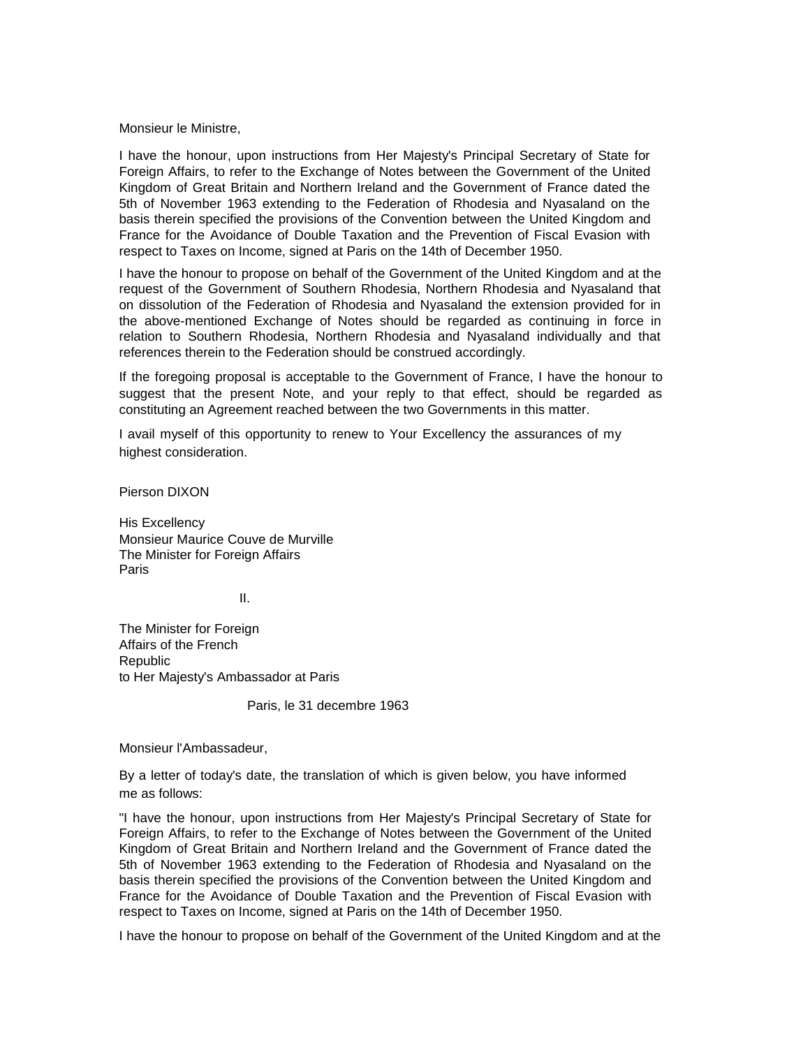Monsieur le Ministre,

I have the honour, upon instructions from Her Majesty's Principal Secretary of State for Foreign Affairs, to refer to the Exchange of Notes between the Government of the United Kingdom of Great Britain and Northern Ireland and the Government of France dated the 5th of November 1963 extending to the Federation of Rhodesia and Nyasaland on the basis therein specified the provisions of the Convention between the United Kingdom and France for the Avoidance of Double Taxation and the Prevention of Fiscal Evasion with respect to Taxes on Income, signed at Paris on the 14th of December 1950.

I have the honour to propose on behalf of the Government of the United Kingdom and at the request of the Government of Southern Rhodesia, Northern Rhodesia and Nyasaland that on dissolution of the Federation of Rhodesia and Nyasaland the extension provided for in the above-mentioned Exchange of Notes should be regarded as continuing in force in relation to Southern Rhodesia, Northern Rhodesia and Nyasaland individually and that references therein to the Federation should be construed accordingly.

If the foregoing proposal is acceptable to the Government of France, I have the honour to suggest that the present Note, and your reply to that effect, should be regarded as constituting an Agreement reached between the two Governments in this matter.

I avail myself of this opportunity to renew to Your Excellency the assurances of my highest consideration.

Pierson DIXON

His Excellency
Monsieur Maurice Couve de Murville
The Minister for Foreign Affairs
Paris

II.

The Minister for Foreign
Affairs of the French
Republic
to Her Majesty's Ambassador at Paris

Paris, le 31 decembre 1963

Monsieur l'Ambassadeur,

By a letter of today's date, the translation of which is given below, you have informed me as follows:

"I have the honour, upon instructions from Her Majesty's Principal Secretary of State for Foreign Affairs, to refer to the Exchange of Notes between the Government of the United Kingdom of Great Britain and Northern Ireland and the Government of France dated the 5th of November 1963 extending to the Federation of Rhodesia and Nyasaland on the basis therein specified the provisions of the Convention between the United Kingdom and France for the Avoidance of Double Taxation and the Prevention of Fiscal Evasion with respect to Taxes on Income, signed at Paris on the 14th of December 1950.

I have the honour to propose on behalf of the Government of the United Kingdom and at the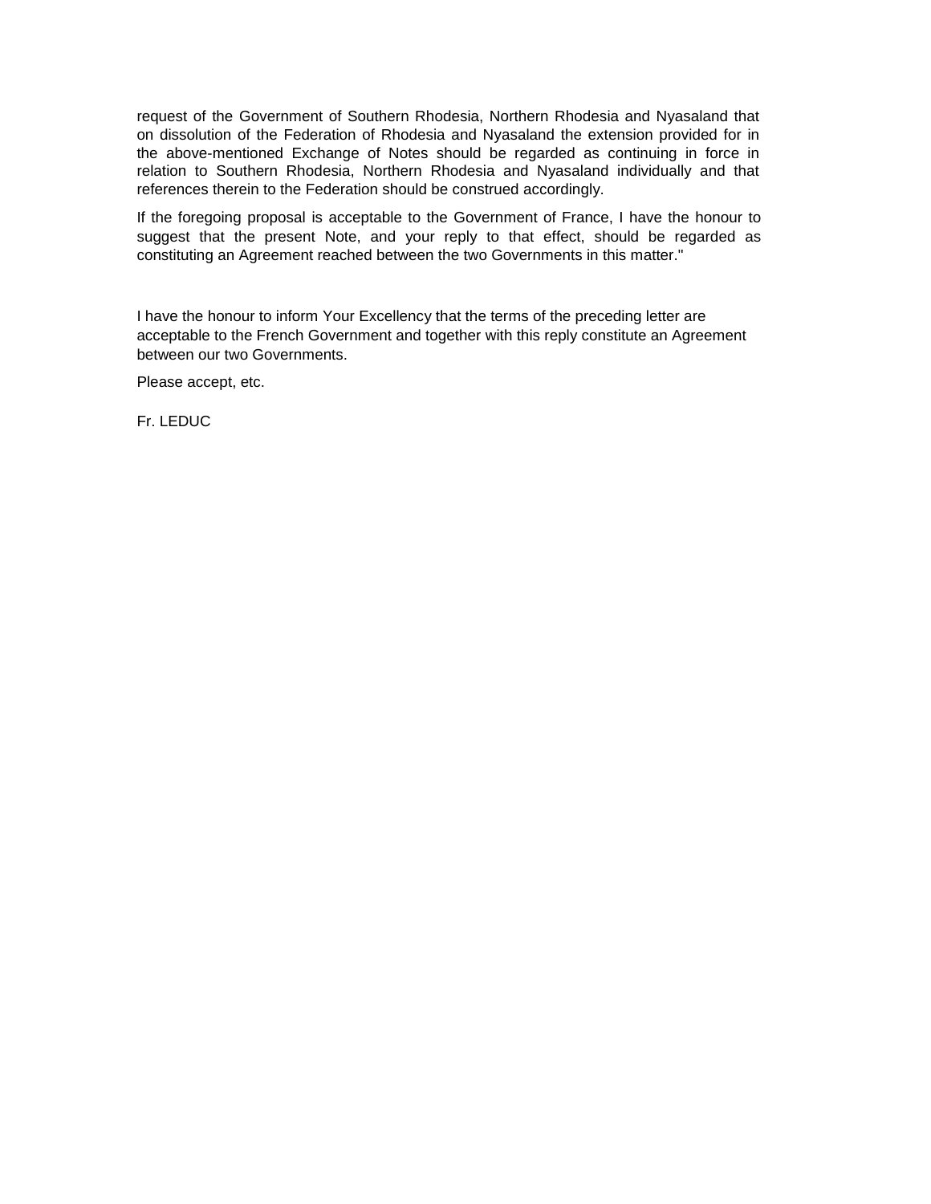request of the Government of Southern Rhodesia, Northern Rhodesia and Nyasaland that on dissolution of the Federation of Rhodesia and Nyasaland the extension provided for in the above-mentioned Exchange of Notes should be regarded as continuing in force in relation to Southern Rhodesia, Northern Rhodesia and Nyasaland individually and that references therein to the Federation should be construed accordingly.

If the foregoing proposal is acceptable to the Government of France, I have the honour to suggest that the present Note, and your reply to that effect, should be regarded as constituting an Agreement reached between the two Governments in this matter."

I have the honour to inform Your Excellency that the terms of the preceding letter are acceptable to the French Government and together with this reply constitute an Agreement between our two Governments.

Please accept, etc.

Fr. LEDUC